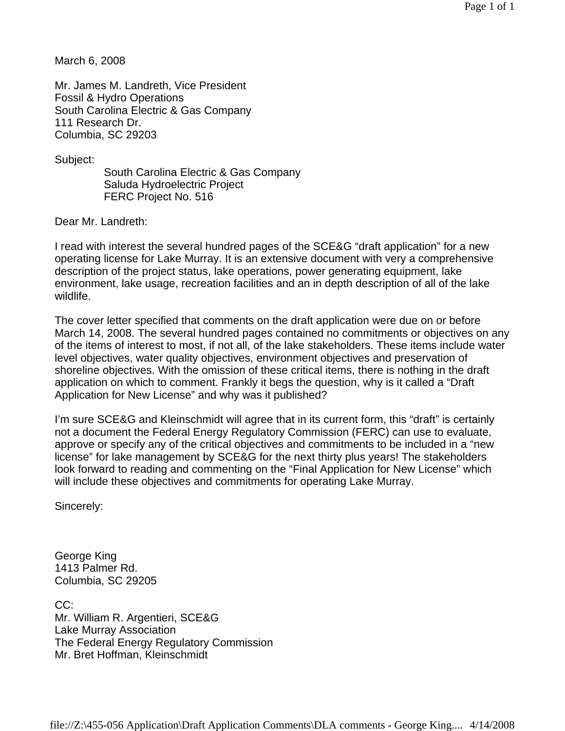March 6, 2008

Mr. James M. Landreth, Vice President
Fossil & Hydro Operations
South Carolina Electric & Gas Company
111 Research Dr.
Columbia, SC 29203

Subject:
South Carolina Electric & Gas Company
Saluda Hydroelectric Project
FERC Project No. 516

Dear Mr. Landreth:

I read with interest the several hundred pages of the SCE&G "draft application" for a new operating license for Lake Murray. It is an extensive document with very a comprehensive description of the project status, lake operations, power generating equipment, lake environment, lake usage, recreation facilities and an in depth description of all of the lake wildlife.

The cover letter specified that comments on the draft application were due on or before March 14, 2008. The several hundred pages contained no commitments or objectives on any of the items of interest to most, if not all, of the lake stakeholders. These items include water level objectives, water quality objectives, environment objectives and preservation of shoreline objectives. With the omission of these critical items, there is nothing in the draft application on which to comment. Frankly it begs the question, why is it called a "Draft Application for New License" and why was it published?

I'm sure SCE&G and Kleinschmidt will agree that in its current form, this "draft" is certainly not a document the Federal Energy Regulatory Commission (FERC) can use to evaluate, approve or specify any of the critical objectives and commitments to be included in a "new license" for lake management by SCE&G for the next thirty plus years! The stakeholders look forward to reading and commenting on the "Final Application for New License" which will include these objectives and commitments for operating Lake Murray.

Sincerely:

George King
1413 Palmer Rd.
Columbia, SC 29205

CC:
Mr. William R. Argentieri, SCE&G
Lake Murray Association
The Federal Energy Regulatory Commission
Mr. Bret Hoffman, Kleinschmidt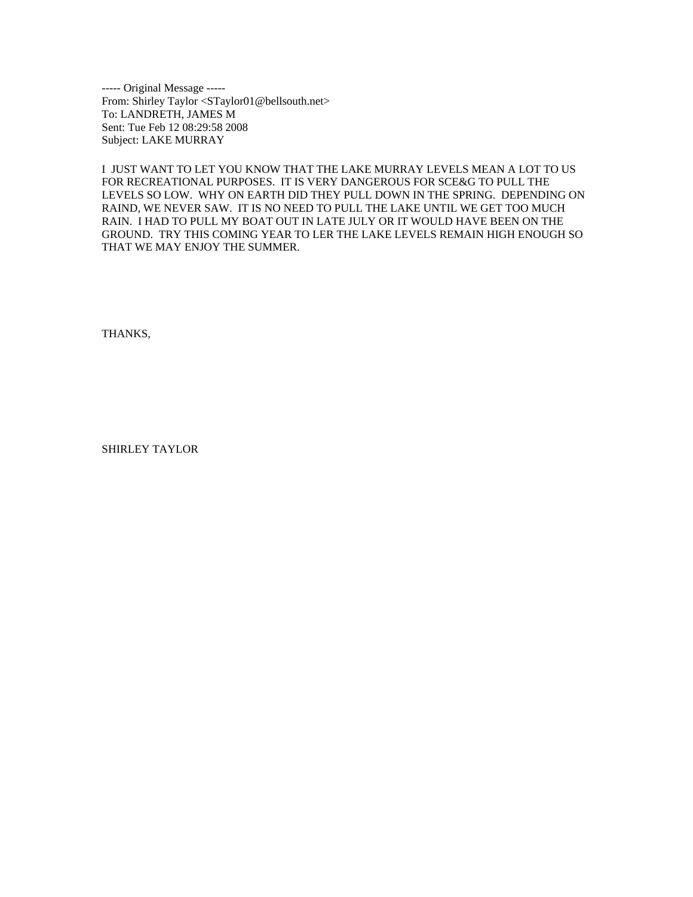----- Original Message -----
From: Shirley Taylor <STaylor01@bellsouth.net>
To: LANDRETH, JAMES M
Sent: Tue Feb 12 08:29:58 2008
Subject: LAKE MURRAY

I JUST WANT TO LET YOU KNOW THAT THE LAKE MURRAY LEVELS MEAN A LOT TO US FOR RECREATIONAL PURPOSES. IT IS VERY DANGEROUS FOR SCE&G TO PULL THE LEVELS SO LOW. WHY ON EARTH DID THEY PULL DOWN IN THE SPRING. DEPENDING ON RAIND, WE NEVER SAW. IT IS NO NEED TO PULL THE LAKE UNTIL WE GET TOO MUCH RAIN. I HAD TO PULL MY BOAT OUT IN LATE JULY OR IT WOULD HAVE BEEN ON THE GROUND. TRY THIS COMING YEAR TO LER THE LAKE LEVELS REMAIN HIGH ENOUGH SO THAT WE MAY ENJOY THE SUMMER.

THANKS,

SHIRLEY TAYLOR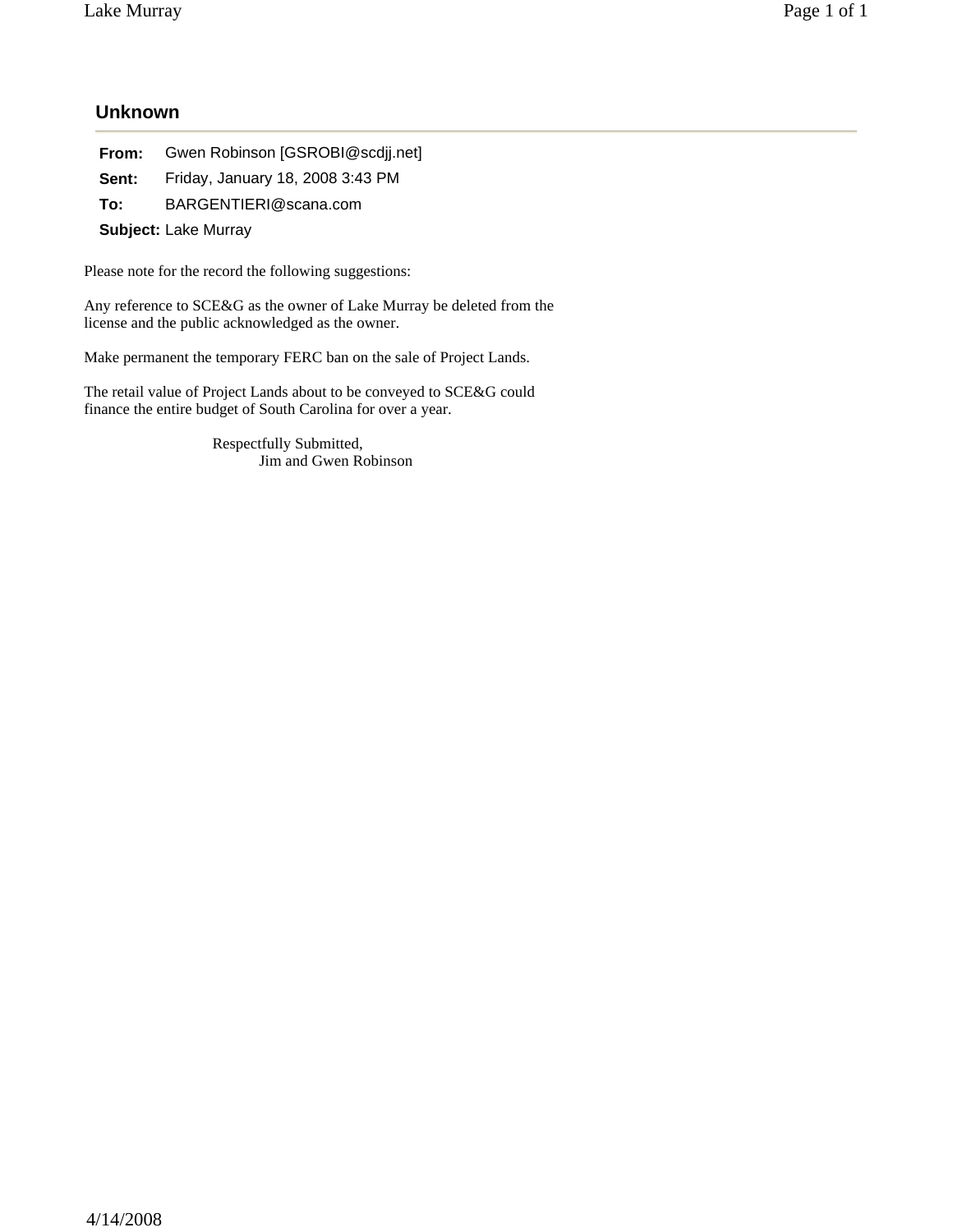## Unknown

**From:** Gwen Robinson [GSROBI@scdjj.net]

**Sent:** Friday, January 18, 2008 3:43 PM

**To:** BARGENTIERI@scana.com

**Subject:** Lake Murray

Please note for the record the following suggestions:

Any reference to SCE&G as the owner of Lake Murray be deleted from the license and the public acknowledged as the owner.

Make permanent the temporary FERC ban on the sale of Project Lands.

The retail value of Project Lands about to be conveyed to SCE&G could finance the entire budget of South Carolina for over a year.

Respectfully Submitted,
Jim and Gwen Robinson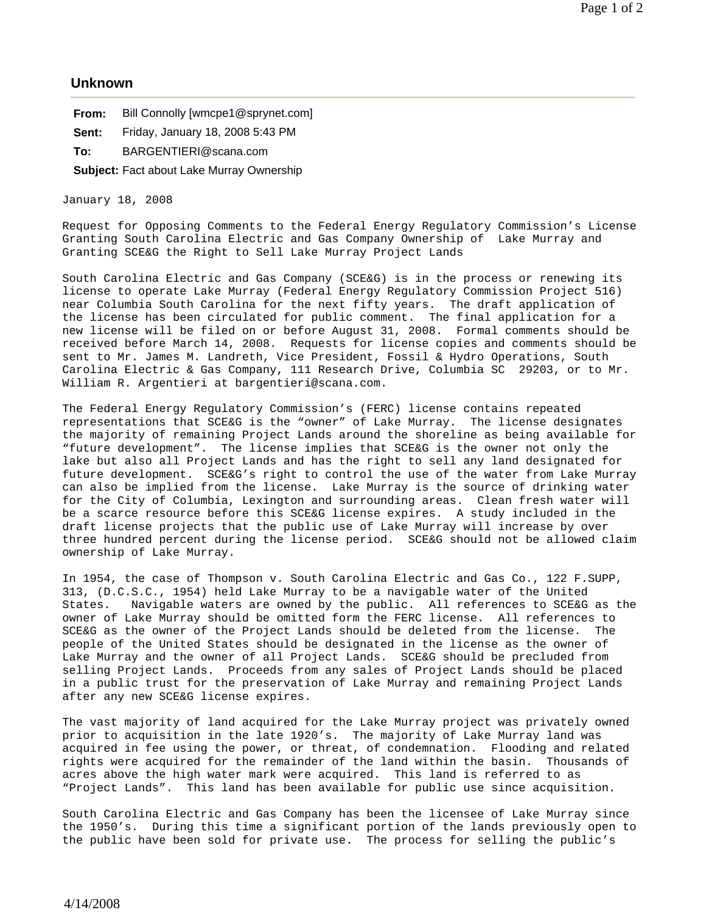## Unknown

**From:** Bill Connolly [wmcpe1@sprynet.com]

**Sent:** Friday, January 18, 2008 5:43 PM

**To:** BARGENTIERI@scana.com

**Subject:** Fact about Lake Murray Ownership

January 18, 2008

Request for Opposing Comments to the Federal Energy Regulatory Commission's License Granting South Carolina Electric and Gas Company Ownership of Lake Murray and Granting SCE&G the Right to Sell Lake Murray Project Lands

South Carolina Electric and Gas Company (SCE&G) is in the process or renewing its license to operate Lake Murray (Federal Energy Regulatory Commission Project 516) near Columbia South Carolina for the next fifty years. The draft application of the license has been circulated for public comment. The final application for a new license will be filed on or before August 31, 2008. Formal comments should be received before March 14, 2008. Requests for license copies and comments should be sent to Mr. James M. Landreth, Vice President, Fossil & Hydro Operations, South Carolina Electric & Gas Company, 111 Research Drive, Columbia SC 29203, or to Mr. William R. Argentieri at bargentieri@scana.com.

The Federal Energy Regulatory Commission's (FERC) license contains repeated representations that SCE&G is the "owner" of Lake Murray. The license designates the majority of remaining Project Lands around the shoreline as being available for "future development". The license implies that SCE&G is the owner not only the lake but also all Project Lands and has the right to sell any land designated for future development. SCE&G's right to control the use of the water from Lake Murray can also be implied from the license. Lake Murray is the source of drinking water for the City of Columbia, Lexington and surrounding areas. Clean fresh water will be a scarce resource before this SCE&G license expires. A study included in the draft license projects that the public use of Lake Murray will increase by over three hundred percent during the license period. SCE&G should not be allowed claim ownership of Lake Murray.

In 1954, the case of Thompson v. South Carolina Electric and Gas Co., 122 F.SUPP, 313, (D.C.S.C., 1954) held Lake Murray to be a navigable water of the United States. Navigable waters are owned by the public. All references to SCE&G as the owner of Lake Murray should be omitted form the FERC license. All references to SCE&G as the owner of the Project Lands should be deleted from the license. The people of the United States should be designated in the license as the owner of Lake Murray and the owner of all Project Lands. SCE&G should be precluded from selling Project Lands. Proceeds from any sales of Project Lands should be placed in a public trust for the preservation of Lake Murray and remaining Project Lands after any new SCE&G license expires.

The vast majority of land acquired for the Lake Murray project was privately owned prior to acquisition in the late 1920's. The majority of Lake Murray land was acquired in fee using the power, or threat, of condemnation. Flooding and related rights were acquired for the remainder of the land within the basin. Thousands of acres above the high water mark were acquired. This land is referred to as "Project Lands". This land has been available for public use since acquisition.

South Carolina Electric and Gas Company has been the licensee of Lake Murray since the 1950's. During this time a significant portion of the lands previously open to the public have been sold for private use. The process for selling the public's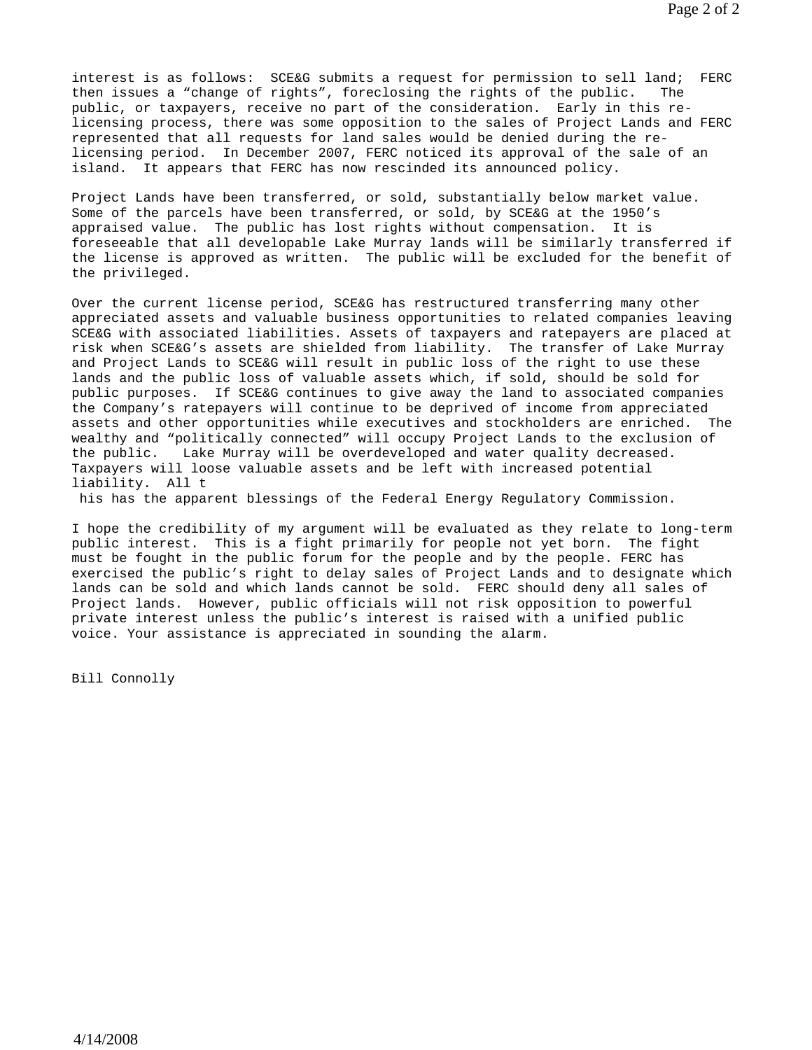interest is as follows: SCE&G submits a request for permission to sell land; FERC then issues a “change of rights”, foreclosing the rights of the public. The public, or taxpayers, receive no part of the consideration. Early in this re-licensing process, there was some opposition to the sales of Project Lands and FERC represented that all requests for land sales would be denied during the re-licensing period. In December 2007, FERC noticed its approval of the sale of an island. It appears that FERC has now rescinded its announced policy.

Project Lands have been transferred, or sold, substantially below market value. Some of the parcels have been transferred, or sold, by SCE&G at the 1950’s appraised value. The public has lost rights without compensation. It is foreseeable that all developable Lake Murray lands will be similarly transferred if the license is approved as written. The public will be excluded for the benefit of the privileged.

Over the current license period, SCE&G has restructured transferring many other appreciated assets and valuable business opportunities to related companies leaving SCE&G with associated liabilities. Assets of taxpayers and ratepayers are placed at risk when SCE&G’s assets are shielded from liability. The transfer of Lake Murray and Project Lands to SCE&G will result in public loss of the right to use these lands and the public loss of valuable assets which, if sold, should be sold for public purposes. If SCE&G continues to give away the land to associated companies the Company’s ratepayers will continue to be deprived of income from appreciated assets and other opportunities while executives and stockholders are enriched. The wealthy and “politically connected” will occupy Project Lands to the exclusion of the public. Lake Murray will be overdeveloped and water quality decreased. Taxpayers will loose valuable assets and be left with increased potential liability. All this has the apparent blessings of the Federal Energy Regulatory Commission.

I hope the credibility of my argument will be evaluated as they relate to long-term public interest. This is a fight primarily for people not yet born. The fight must be fought in the public forum for the people and by the people. FERC has exercised the public’s right to delay sales of Project Lands and to designate which lands can be sold and which lands cannot be sold. FERC should deny all sales of Project lands. However, public officials will not risk opposition to powerful private interest unless the public’s interest is raised with a unified public voice. Your assistance is appreciated in sounding the alarm.

Bill Connolly

4/14/2008